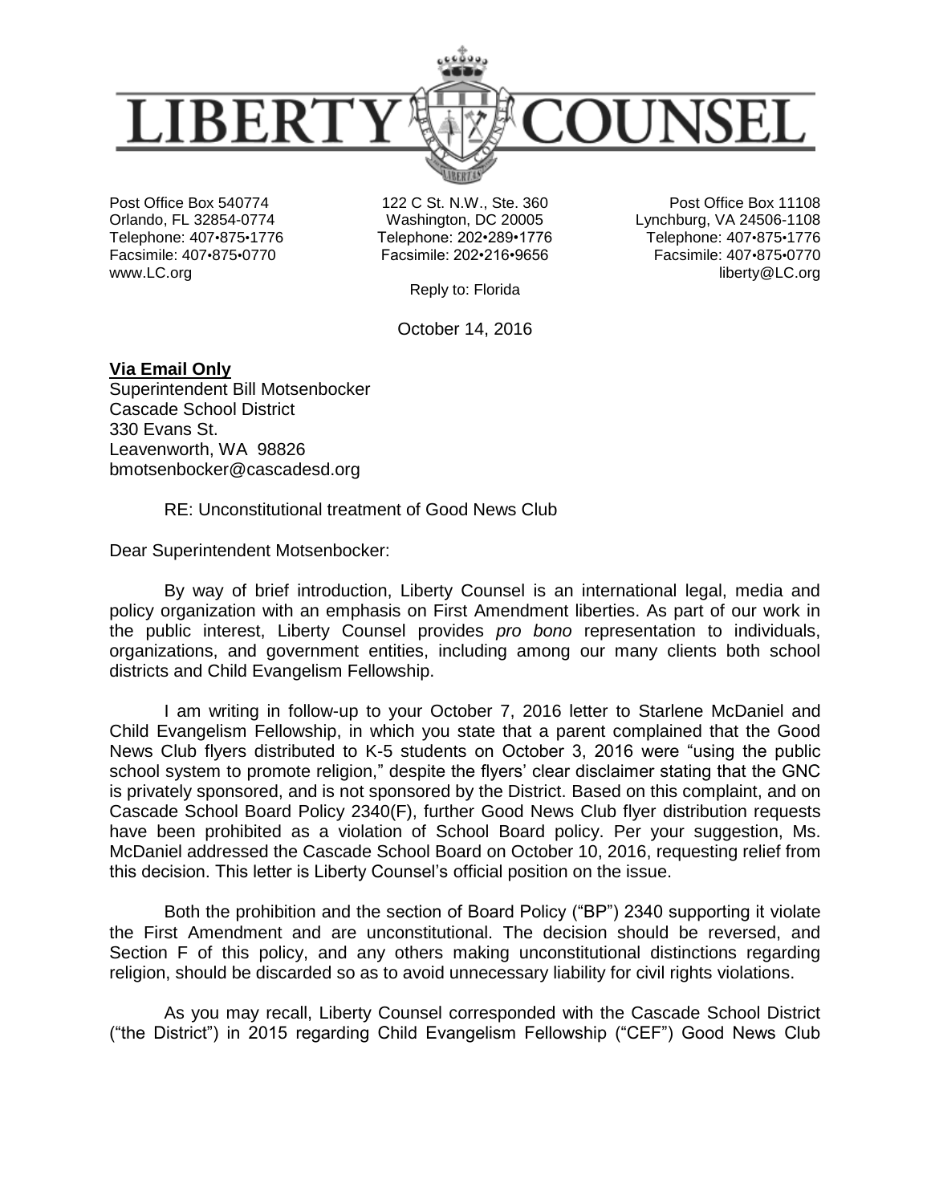# LIBERTY COUNSEL

Post Office Box 540774
Orlando, FL 32854-0774
Telephone: 407•875•1776
Facsimile: 407•875•0770
www.LC.org

122 C St. N.W., Ste. 360
Washington, DC 20005
Telephone: 202•289•1776
Facsimile: 202•216•9656

Post Office Box 11108
Lynchburg, VA 24506-1108
Telephone: 407•875•1776
Facsimile: 407•875•0770
liberty@LC.org

Reply to: Florida

October 14, 2016

**Via Email Only**
Superintendent Bill Motsenbocker
Cascade School District
330 Evans St.
Leavenworth, WA 98826
bmotsenbocker@cascadesd.org

RE: Unconstitutional treatment of Good News Club

Dear Superintendent Motsenbocker:

By way of brief introduction, Liberty Counsel is an international legal, media and policy organization with an emphasis on First Amendment liberties. As part of our work in the public interest, Liberty Counsel provides *pro bono* representation to individuals, organizations, and government entities, including among our many clients both school districts and Child Evangelism Fellowship.

I am writing in follow-up to your October 7, 2016 letter to Starlene McDaniel and Child Evangelism Fellowship, in which you state that a parent complained that the Good News Club flyers distributed to K-5 students on October 3, 2016 were "using the public school system to promote religion," despite the flyers' clear disclaimer stating that the GNC is privately sponsored, and is not sponsored by the District. Based on this complaint, and on Cascade School Board Policy 2340(F), further Good News Club flyer distribution requests have been prohibited as a violation of School Board policy. Per your suggestion, Ms. McDaniel addressed the Cascade School Board on October 10, 2016, requesting relief from this decision. This letter is Liberty Counsel's official position on the issue.

Both the prohibition and the section of Board Policy ("BP") 2340 supporting it violate the First Amendment and are unconstitutional. The decision should be reversed, and Section F of this policy, and any others making unconstitutional distinctions regarding religion, should be discarded so as to avoid unnecessary liability for civil rights violations.

As you may recall, Liberty Counsel corresponded with the Cascade School District ("the District") in 2015 regarding Child Evangelism Fellowship ("CEF") Good News Club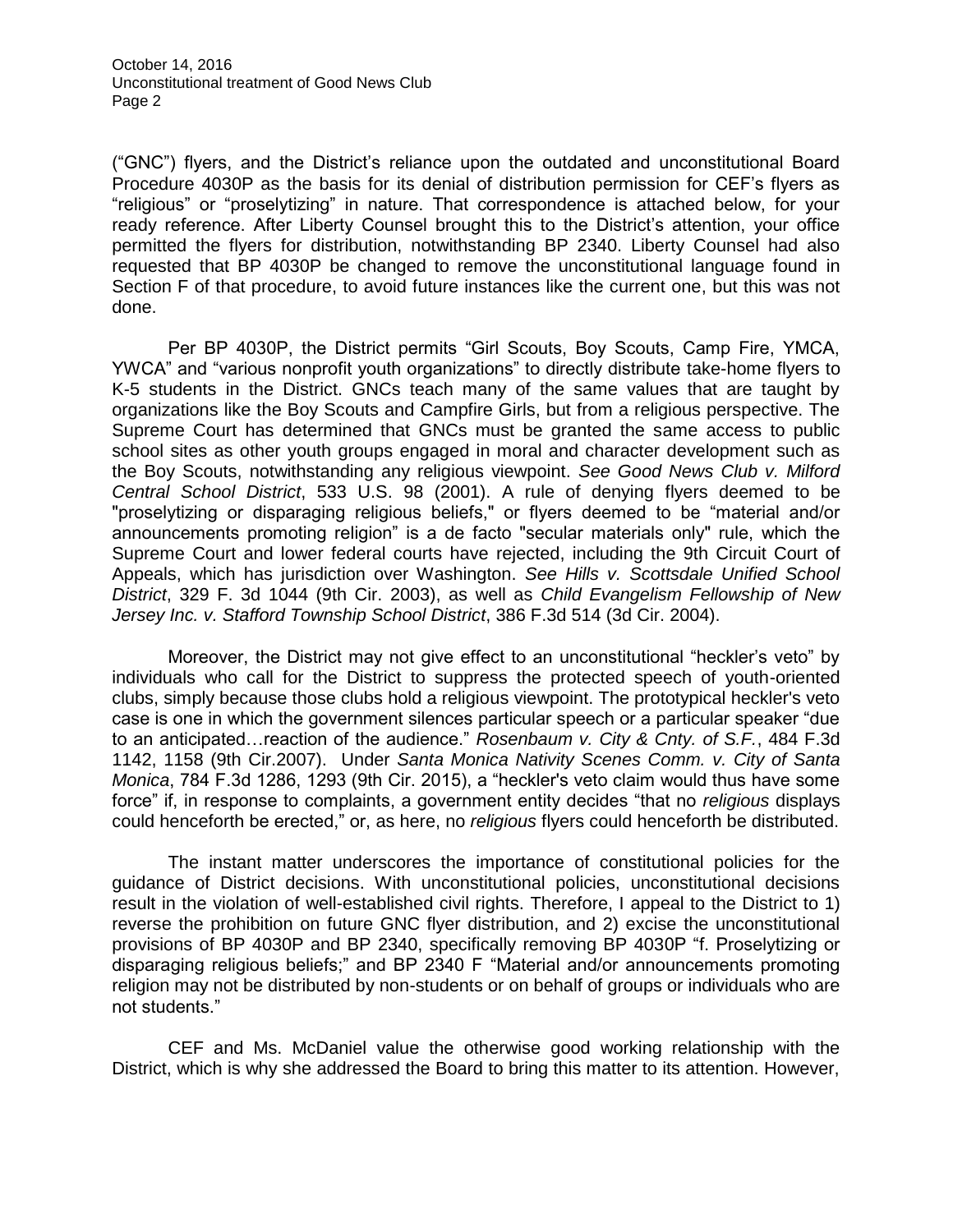("GNC") flyers, and the District's reliance upon the outdated and unconstitutional Board Procedure 4030P as the basis for its denial of distribution permission for CEF's flyers as "religious" or "proselytizing" in nature. That correspondence is attached below, for your ready reference. After Liberty Counsel brought this to the District's attention, your office permitted the flyers for distribution, notwithstanding BP 2340. Liberty Counsel had also requested that BP 4030P be changed to remove the unconstitutional language found in Section F of that procedure, to avoid future instances like the current one, but this was not done.

Per BP 4030P, the District permits "Girl Scouts, Boy Scouts, Camp Fire, YMCA, YWCA" and "various nonprofit youth organizations" to directly distribute take-home flyers to K-5 students in the District. GNCs teach many of the same values that are taught by organizations like the Boy Scouts and Campfire Girls, but from a religious perspective. The Supreme Court has determined that GNCs must be granted the same access to public school sites as other youth groups engaged in moral and character development such as the Boy Scouts, notwithstanding any religious viewpoint. *See Good News Club v. Milford Central School District*, 533 U.S. 98 (2001). A rule of denying flyers deemed to be "proselytizing or disparaging religious beliefs," or flyers deemed to be "material and/or announcements promoting religion" is a de facto "secular materials only" rule, which the Supreme Court and lower federal courts have rejected, including the 9th Circuit Court of Appeals, which has jurisdiction over Washington. *See Hills v. Scottsdale Unified School District*, 329 F. 3d 1044 (9th Cir. 2003), as well as *Child Evangelism Fellowship of New Jersey Inc. v. Stafford Township School District*, 386 F.3d 514 (3d Cir. 2004).

Moreover, the District may not give effect to an unconstitutional "heckler's veto" by individuals who call for the District to suppress the protected speech of youth-oriented clubs, simply because those clubs hold a religious viewpoint. The prototypical heckler's veto case is one in which the government silences particular speech or a particular speaker "due to an anticipated…reaction of the audience." *Rosenbaum v. City & Cnty. of S.F.*, 484 F.3d 1142, 1158 (9th Cir.2007). Under *Santa Monica Nativity Scenes Comm. v. City of Santa Monica*, 784 F.3d 1286, 1293 (9th Cir. 2015), a "heckler's veto claim would thus have some force" if, in response to complaints, a government entity decides "that no *religious* displays could henceforth be erected," or, as here, no *religious* flyers could henceforth be distributed.

The instant matter underscores the importance of constitutional policies for the guidance of District decisions. With unconstitutional policies, unconstitutional decisions result in the violation of well-established civil rights. Therefore, I appeal to the District to 1) reverse the prohibition on future GNC flyer distribution, and 2) excise the unconstitutional provisions of BP 4030P and BP 2340, specifically removing BP 4030P "f. Proselytizing or disparaging religious beliefs;" and BP 2340 F "Material and/or announcements promoting religion may not be distributed by non-students or on behalf of groups or individuals who are not students."

CEF and Ms. McDaniel value the otherwise good working relationship with the District, which is why she addressed the Board to bring this matter to its attention. However,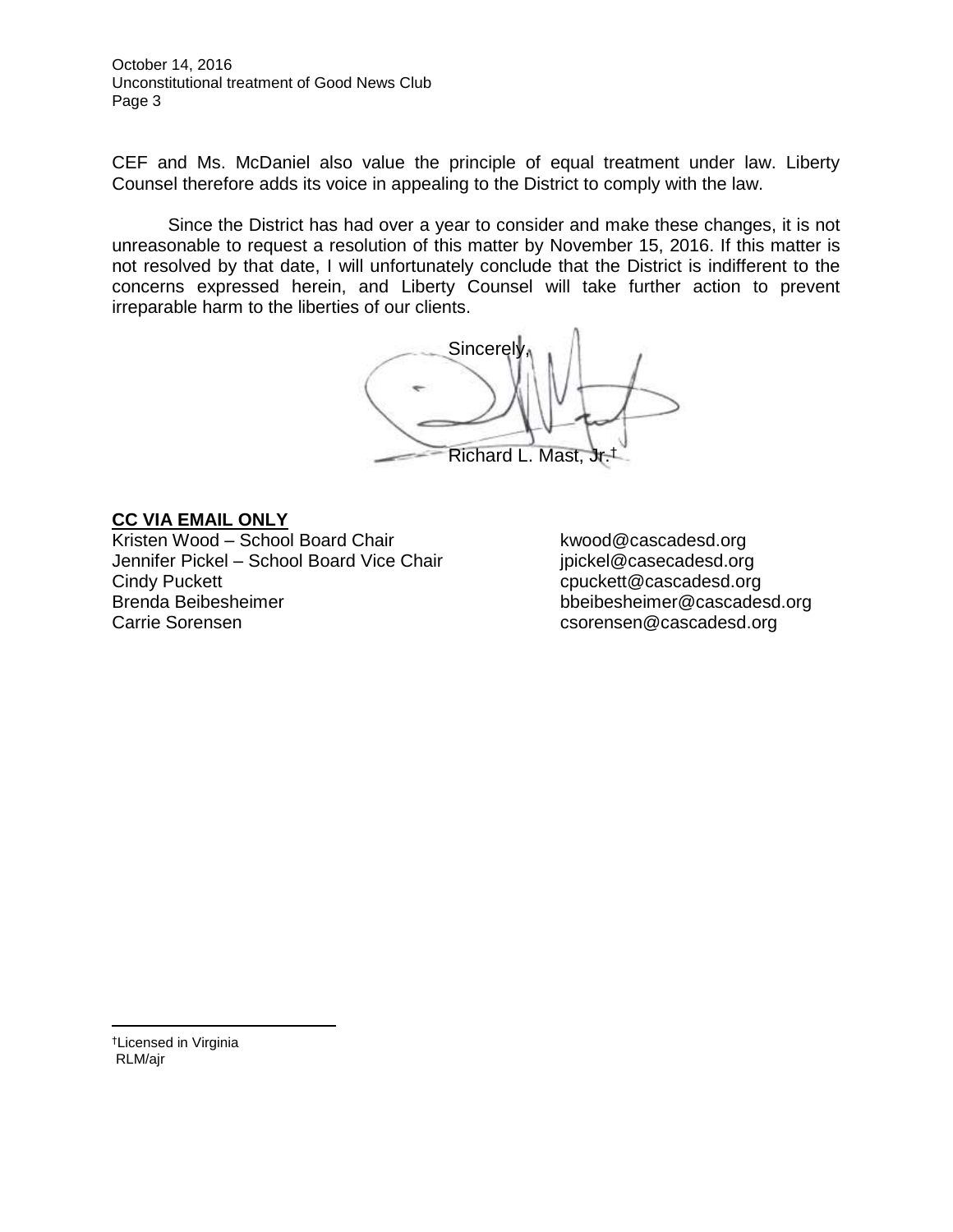CEF and Ms. McDaniel also value the principle of equal treatment under law. Liberty Counsel therefore adds its voice in appealing to the District to comply with the law.

Since the District has had over a year to consider and make these changes, it is not unreasonable to request a resolution of this matter by November 15, 2016. If this matter is not resolved by that date, I will unfortunately conclude that the District is indifferent to the concerns expressed herein, and Liberty Counsel will take further action to prevent irreparable harm to the liberties of our clients.

Sincerely,

Richard L. Mast, Jr.†

**CC VIA EMAIL ONLY**

| | |
|---|---|
| Kristen Wood – School Board Chair | kwood@cascadesd.org |
| Jennifer Pickel – School Board Vice Chair | jpickel@casecadesd.org |
| Cindy Puckett | cpuckett@cascadesd.org |
| Brenda Beibesheimer | bbeibesheimer@cascadesd.org |
| Carrie Sorensen | csorensen@cascadesd.org |

†Licensed in Virginia
RLM/ajr